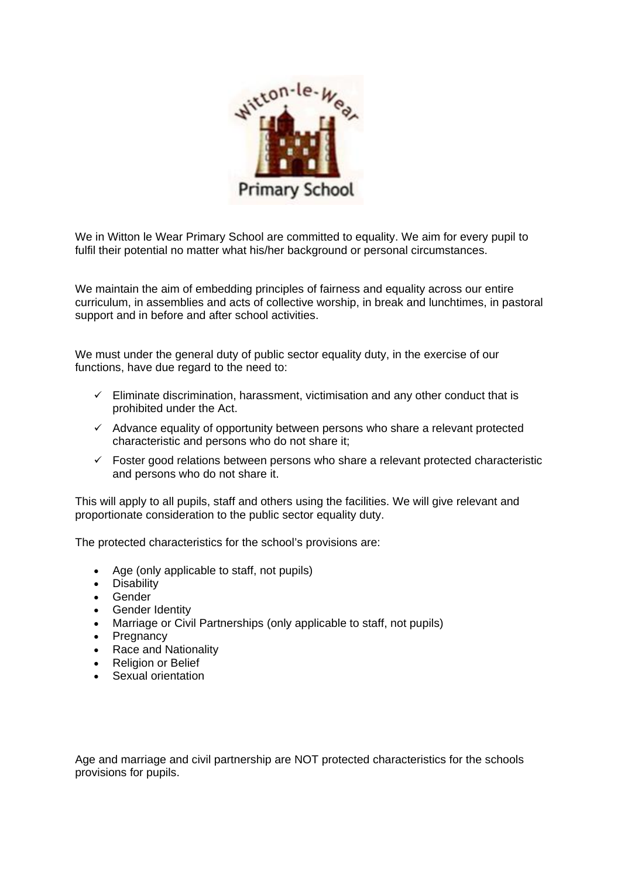We in Witton le Wear Primary School are committed to equality. We aim for every pupil to fulfil their potential no matter what his/her background or personal circumstances.

We maintain the aim of embedding principles of fairness and equality across our entire curriculum, in assemblies and acts of collective worship, in break and lunchtimes, in pastoral support and in before and after school activities.

We must under the general duty of public sector equality duty, in the exercise of our functions, have due regard to the need to:

- ✓ Eliminate discrimination, harassment, victimisation and any other conduct that is prohibited under the Act.
- ✓ Advance equality of opportunity between persons who share a relevant protected characteristic and persons who do not share it;
- ✓ Foster good relations between persons who share a relevant protected characteristic and persons who do not share it.

This will apply to all pupils, staff and others using the facilities. We will give relevant and proportionate consideration to the public sector equality duty.

The protected characteristics for the school's provisions are:

- Age (only applicable to staff, not pupils)
- Disability
- Gender
- Gender Identity
- Marriage or Civil Partnerships (only applicable to staff, not pupils)
- Pregnancy
- Race and Nationality
- Religion or Belief
- Sexual orientation

Age and marriage and civil partnership are NOT protected characteristics for the schools provisions for pupils.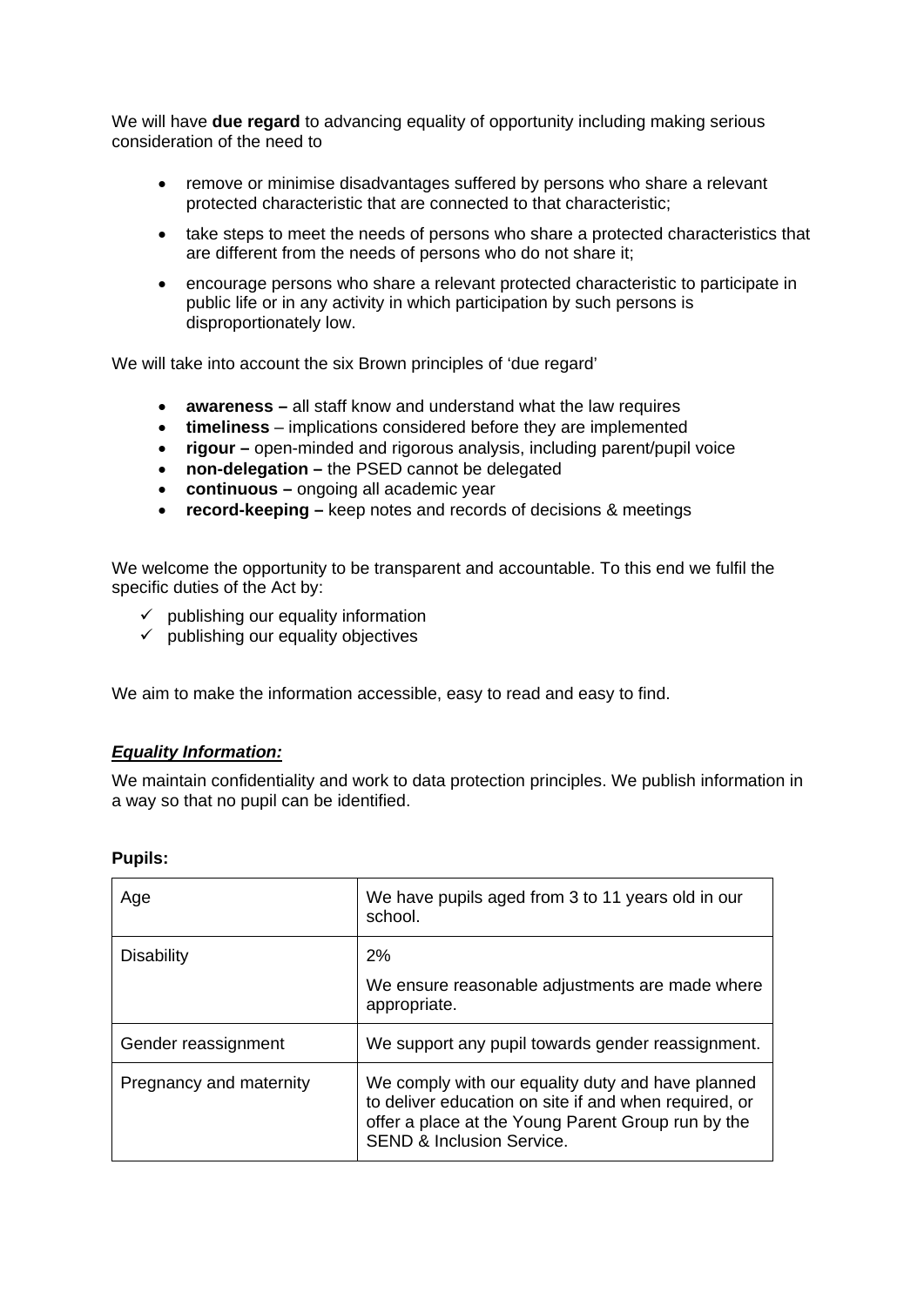We will have **due regard** to advancing equality of opportunity including making serious consideration of the need to

- remove or minimise disadvantages suffered by persons who share a relevant protected characteristic that are connected to that characteristic;
- take steps to meet the needs of persons who share a protected characteristics that are different from the needs of persons who do not share it;
- encourage persons who share a relevant protected characteristic to participate in public life or in any activity in which participation by such persons is disproportionately low.

We will take into account the six Brown principles of 'due regard'

- **awareness –** all staff know and understand what the law requires
- **timeliness** – implications considered before they are implemented
- **rigour –** open-minded and rigorous analysis, including parent/pupil voice
- **non-delegation –** the PSED cannot be delegated
- **continuous –** ongoing all academic year
- **record-keeping –** keep notes and records of decisions & meetings

We welcome the opportunity to be transparent and accountable. To this end we fulfil the specific duties of the Act by:

- ✓ publishing our equality information
- ✓ publishing our equality objectives

We aim to make the information accessible, easy to read and easy to find.

***Equality Information:***

We maintain confidentiality and work to data protection principles. We publish information in a way so that no pupil can be identified.

**Pupils:**

| | |
|---|---|
| Age | We have pupils aged from 3 to 11 years old in our school. |
| Disability | 2%<br>We ensure reasonable adjustments are made where appropriate. |
| Gender reassignment | We support any pupil towards gender reassignment. |
| Pregnancy and maternity | We comply with our equality duty and have planned to deliver education on site if and when required, or offer a place at the Young Parent Group run by the SEND & Inclusion Service. |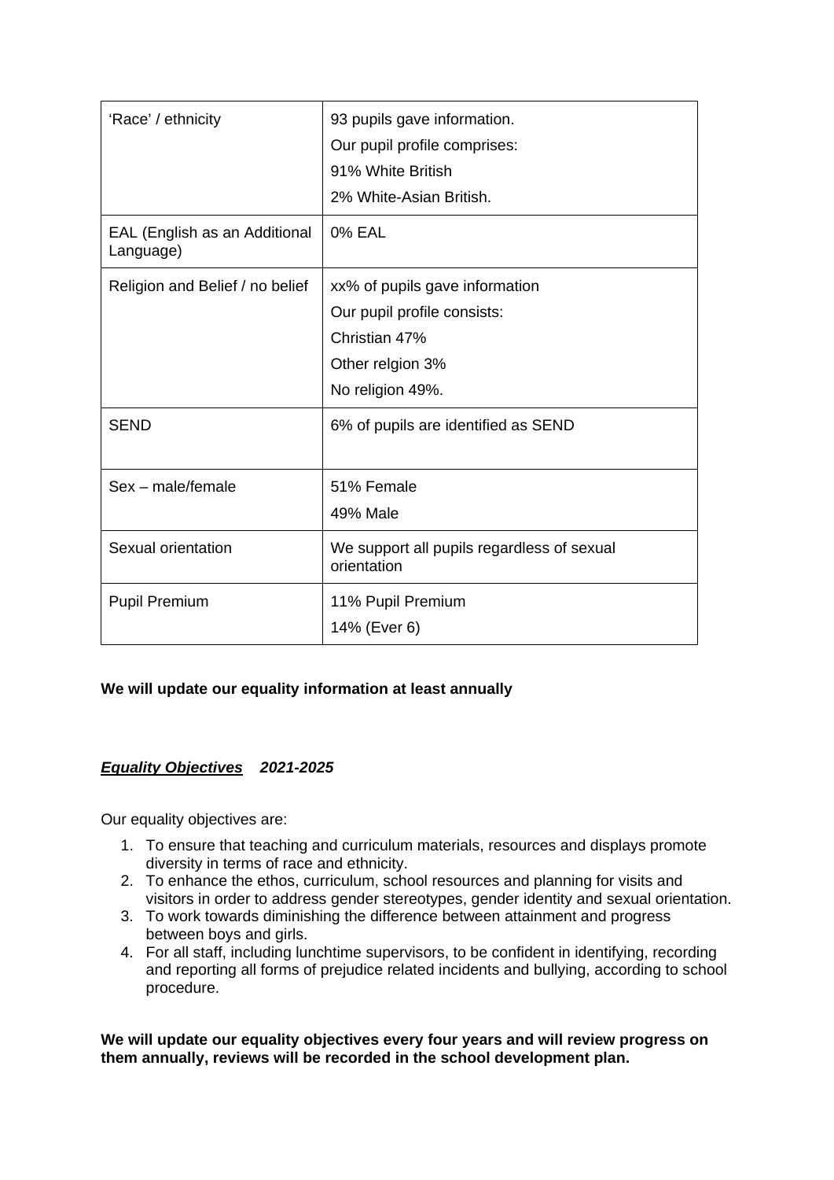| 'Race' / ethnicity | 93 pupils gave information.<br>Our pupil profile comprises:<br>91% White British<br>2% White-Asian British. |
|---|---|
| EAL (English as an Additional Language) | 0% EAL |
| Religion and Belief / no belief | xx% of pupils gave information<br>Our pupil profile consists:<br>Christian 47%<br>Other relgion 3%<br>No religion 49%. |
| SEND | 6% of pupils are identified as SEND |
| Sex – male/female | 51% Female<br>49% Male |
| Sexual orientation | We support all pupils regardless of sexual orientation |
| Pupil Premium | 11% Pupil Premium<br>14% (Ever 6) |

**We will update our equality information at least annually**

***Equality Objectives*** ***2021-2025***

Our equality objectives are:

1. To ensure that teaching and curriculum materials, resources and displays promote diversity in terms of race and ethnicity.
2. To enhance the ethos, curriculum, school resources and planning for visits and visitors in order to address gender stereotypes, gender identity and sexual orientation.
3. To work towards diminishing the difference between attainment and progress between boys and girls.
4. For all staff, including lunchtime supervisors, to be confident in identifying, recording and reporting all forms of prejudice related incidents and bullying, according to school procedure.

**We will update our equality objectives every four years and will review progress on them annually, reviews will be recorded in the school development plan.**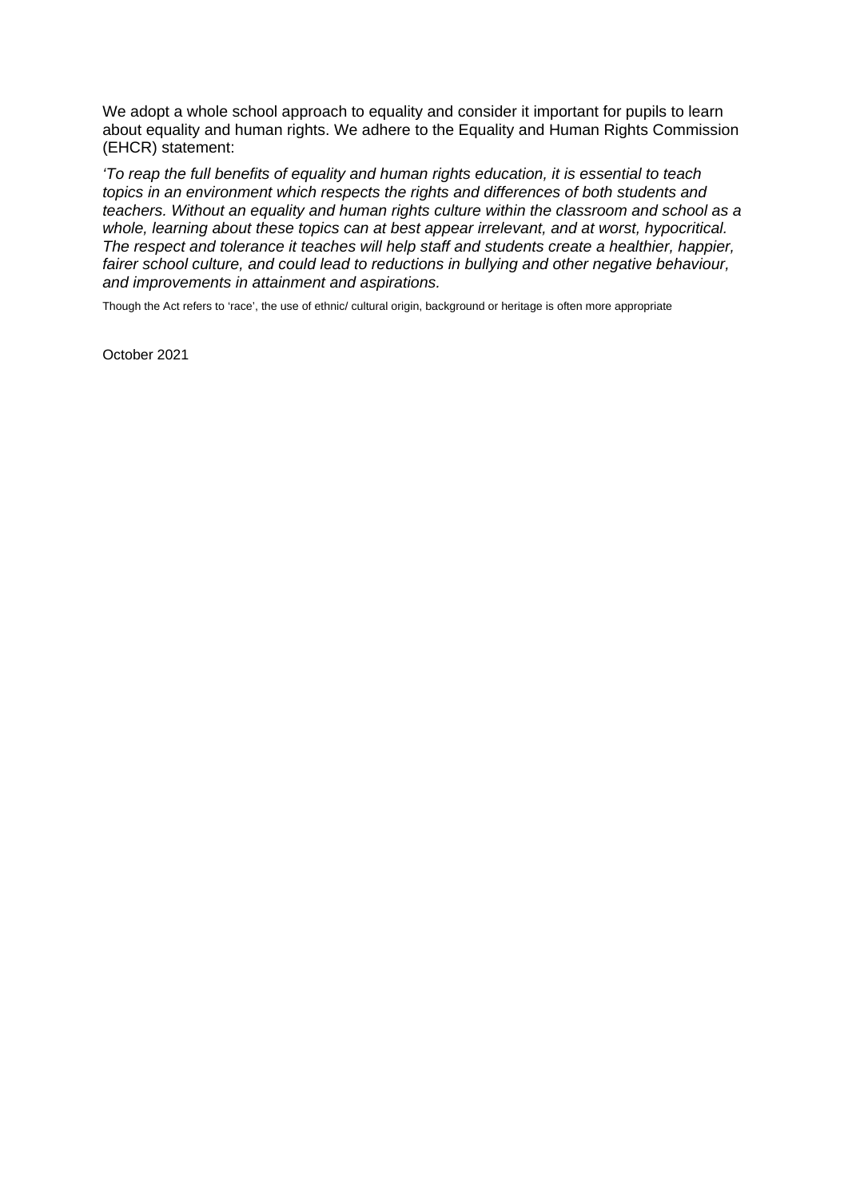We adopt a whole school approach to equality and consider it important for pupils to learn about equality and human rights. We adhere to the Equality and Human Rights Commission (EHCR) statement:

*'To reap the full benefits of equality and human rights education, it is essential to teach topics in an environment which respects the rights and differences of both students and teachers. Without an equality and human rights culture within the classroom and school as a whole, learning about these topics can at best appear irrelevant, and at worst, hypocritical. The respect and tolerance it teaches will help staff and students create a healthier, happier, fairer school culture, and could lead to reductions in bullying and other negative behaviour, and improvements in attainment and aspirations.*

Though the Act refers to 'race', the use of ethnic/ cultural origin, background or heritage is often more appropriate

October 2021